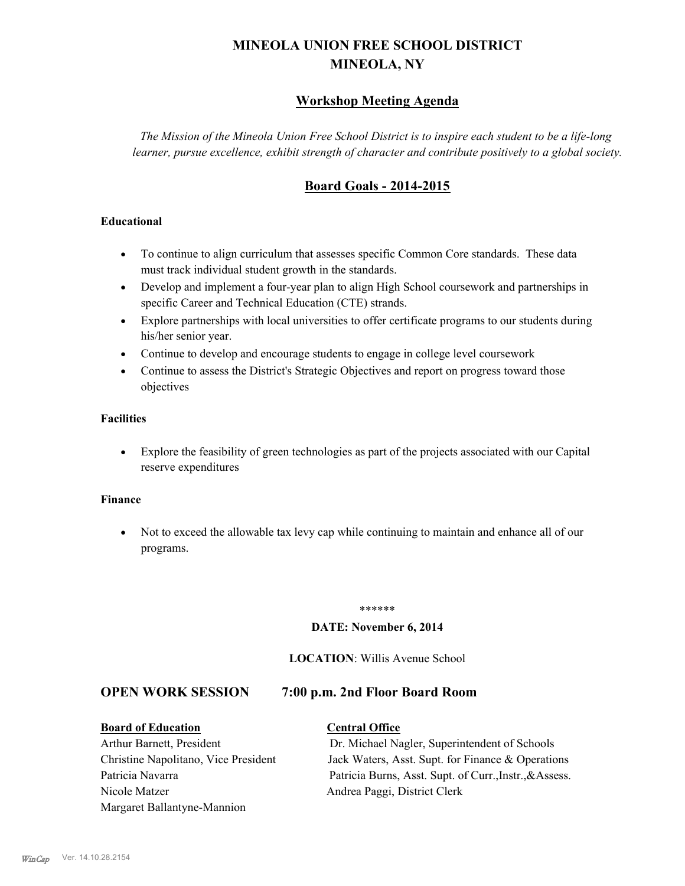# MINEOLA UNION FREE SCHOOL DISTRICT
# MINEOLA, NY

## Workshop Meeting Agenda

*The Mission of the Mineola Union Free School District is to inspire each student to be a life-long learner, pursue excellence, exhibit strength of character and contribute positively to a global society.*

## Board Goals - 2014-2015

**Educational**

- To continue to align curriculum that assesses specific Common Core standards. These data must track individual student growth in the standards.
- Develop and implement a four-year plan to align High School coursework and partnerships in specific Career and Technical Education (CTE) strands.
- Explore partnerships with local universities to offer certificate programs to our students during his/her senior year.
- Continue to develop and encourage students to engage in college level coursework
- Continue to assess the District's Strategic Objectives and report on progress toward those objectives

**Facilities**

- Explore the feasibility of green technologies as part of the projects associated with our Capital reserve expenditures

**Finance**

- Not to exceed the allowable tax levy cap while continuing to maintain and enhance all of our programs.

******

**DATE: November 6, 2014**

**LOCATION**: Willis Avenue School

## OPEN WORK SESSION 7:00 p.m. 2nd Floor Board Room

| **Board of Education** | **Central Office** |
|---|---|
| Arthur Barnett, President | Dr. Michael Nagler, Superintendent of Schools |
| Christine Napolitano, Vice President | Jack Waters, Asst. Supt. for Finance & Operations |
| Patricia Navarra | Patricia Burns, Asst. Supt. of Curr.,Instr.,&Assess. |
| Nicole Matzer | Andrea Paggi, District Clerk |
| Margaret Ballantyne-Mannion | |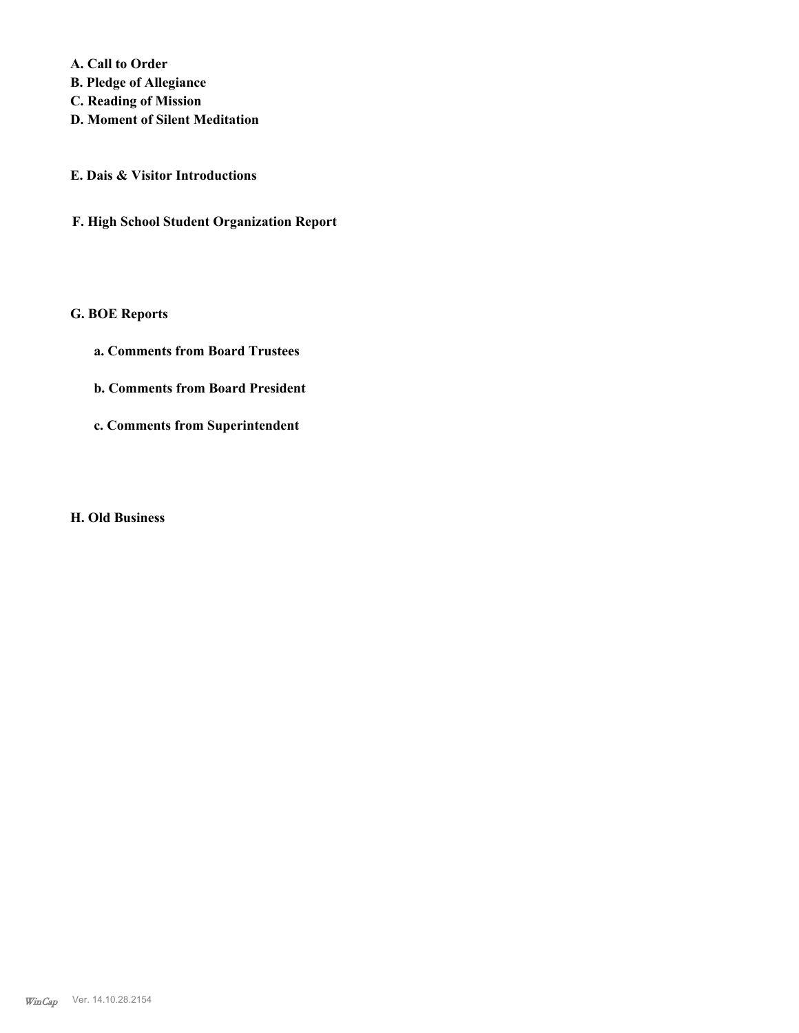**A. Call to Order**
**B. Pledge of Allegiance**
**C. Reading of Mission**
**D. Moment of Silent Meditation**

**E. Dais & Visitor Introductions**

**F. High School Student Organization Report**

**G. BOE Reports**

**a. Comments from Board Trustees**

**b. Comments from Board President**

**c. Comments from Superintendent**

**H. Old Business**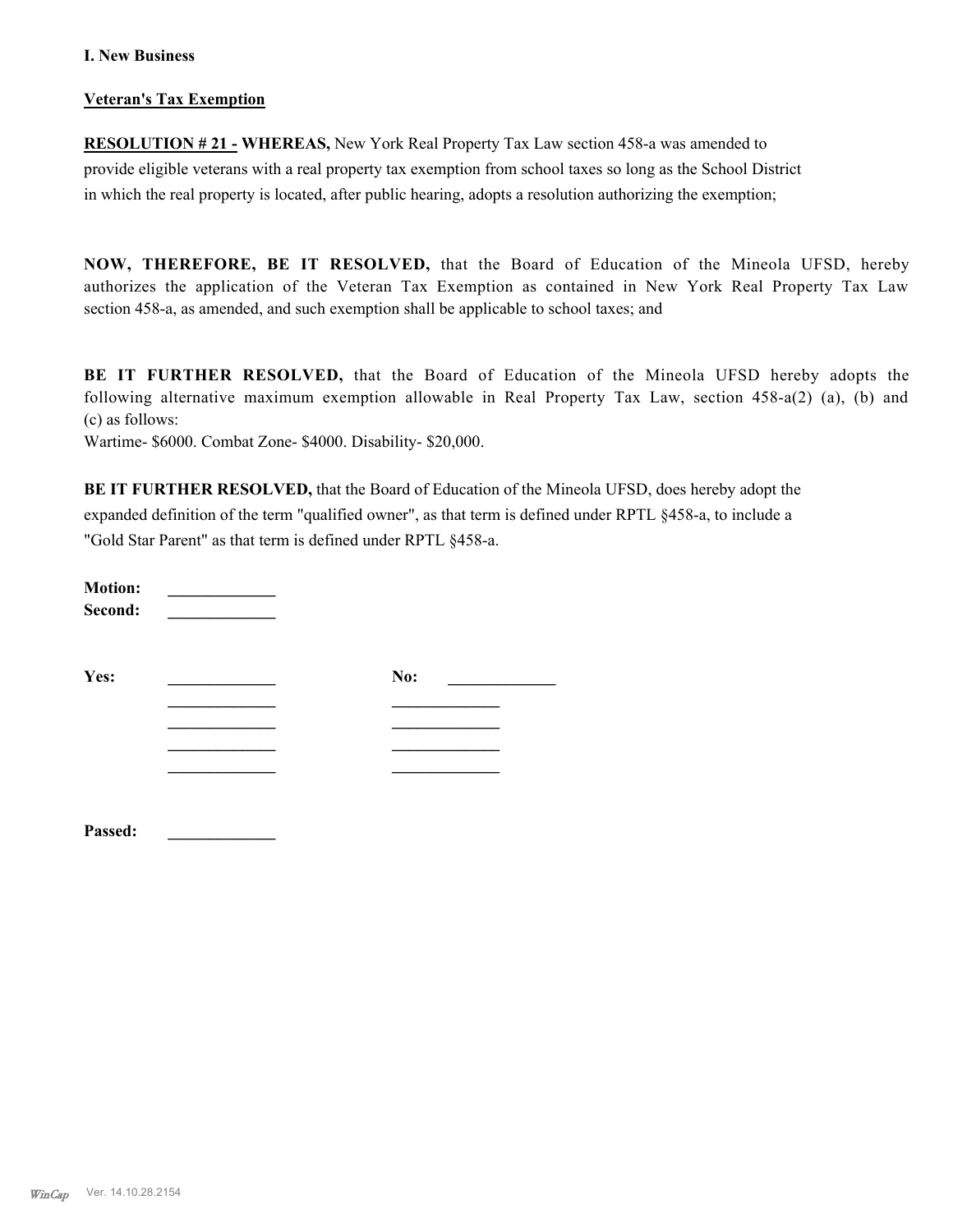**I. New Business**

**Veteran's Tax Exemption**

**RESOLUTION # 21 - WHEREAS,** New York Real Property Tax Law section 458-a was amended to provide eligible veterans with a real property tax exemption from school taxes so long as the School District in which the real property is located, after public hearing, adopts a resolution authorizing the exemption;

**NOW, THEREFORE, BE IT RESOLVED,** that the Board of Education of the Mineola UFSD, hereby authorizes the application of the Veteran Tax Exemption as contained in New York Real Property Tax Law section 458-a, as amended, and such exemption shall be applicable to school taxes; and

**BE IT FURTHER RESOLVED,** that the Board of Education of the Mineola UFSD hereby adopts the following alternative maximum exemption allowable in Real Property Tax Law, section 458-a(2) (a), (b) and (c) as follows:
Wartime- $6000. Combat Zone- $4000. Disability- $20,000.

**BE IT FURTHER RESOLVED,** that the Board of Education of the Mineola UFSD, does hereby adopt the expanded definition of the term "qualified owner", as that term is defined under RPTL §458-a, to include a "Gold Star Parent" as that term is defined under RPTL §458-a.

**Motion:** _____________
**Second:** _____________

**Yes:** _____________ **No:** _____________
_____________ _____________
_____________ _____________
_____________ _____________
_____________ _____________

**Passed:** _____________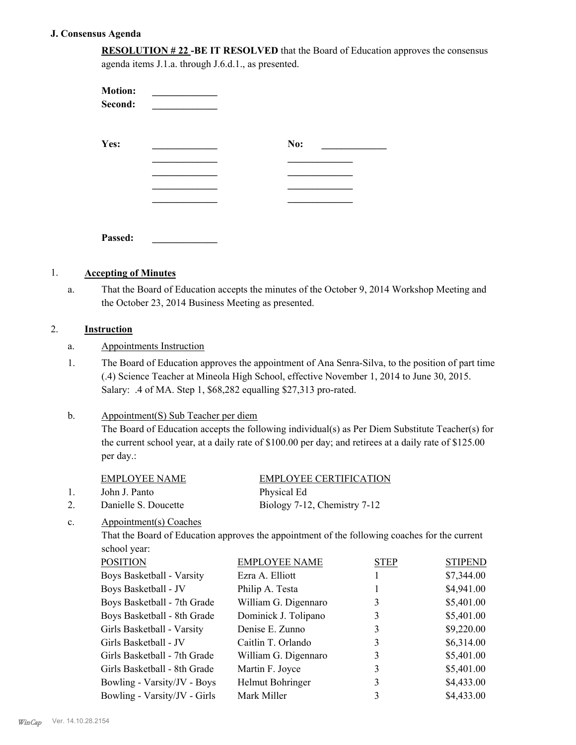## J. Consensus Agenda

**RESOLUTION # 22 -BE IT RESOLVED** that the Board of Education approves the consensus agenda items J.1.a. through J.6.d.1., as presented.

**Motion:** _____________

**Second:** _____________

| | | | |
|---|---|---|---|
| **Yes:** | _____________ | **No:** | _____________ |
| | _____________ | | _____________ |
| | _____________ | | _____________ |
| | _____________ | | _____________ |
| | _____________ | | _____________ |

**Passed:** _____________

1. **Accepting of Minutes**

   a. That the Board of Education accepts the minutes of the October 9, 2014 Workshop Meeting and the October 23, 2014 Business Meeting as presented.

2. **Instruction**

   a. Appointments Instruction

   1. The Board of Education approves the appointment of Ana Senra-Silva, to the position of part time (.4) Science Teacher at Mineola High School, effective November 1, 2014 to June 30, 2015. Salary: .4 of MA. Step 1, $68,282 equalling $27,313 pro-rated.

   b. Appointment(S) Sub Teacher per diem
   The Board of Education accepts the following individual(s) as Per Diem Substitute Teacher(s) for the current school year, at a daily rate of $100.00 per day; and retirees at a daily rate of $125.00 per day.:

| | EMPLOYEE NAME | EMPLOYEE CERTIFICATION |
|---|---|---|
| 1. | John J. Panto | Physical Ed |
| 2. | Danielle S. Doucette | Biology 7-12, Chemistry 7-12 |

   c. Appointment(s) Coaches
   That the Board of Education approves the appointment of the following coaches for the current school year:

| POSITION | EMPLOYEE NAME | STEP | STIPEND |
|---|---|---|---|
| Boys Basketball - Varsity | Ezra A. Elliott | 1 | $7,344.00 |
| Boys Basketball - JV | Philip A. Testa | 1 | $4,941.00 |
| Boys Basketball - 7th Grade | William G. Digennaro | 3 | $5,401.00 |
| Boys Basketball - 8th Grade | Dominick J. Tolipano | 3 | $5,401.00 |
| Girls Basketball - Varsity | Denise E. Zunno | 3 | $9,220.00 |
| Girls Basketball - JV | Caitlin T. Orlando | 3 | $6,314.00 |
| Girls Basketball - 7th Grade | William G. Digennaro | 3 | $5,401.00 |
| Girls Basketball - 8th Grade | Martin F. Joyce | 3 | $5,401.00 |
| Bowling - Varsity/JV - Boys | Helmut Bohringer | 3 | $4,433.00 |
| Bowling - Varsity/JV - Girls | Mark Miller | 3 | $4,433.00 |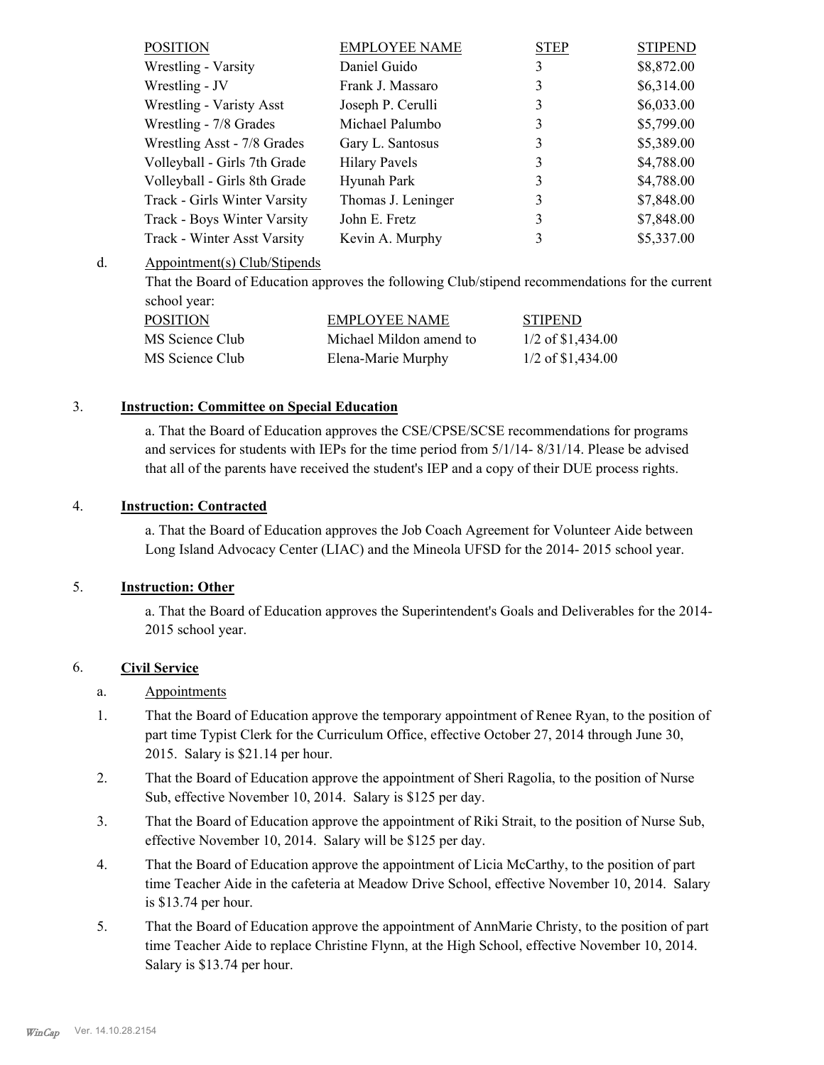| POSITION | EMPLOYEE NAME | STEP | STIPEND |
|---|---|---|---|
| Wrestling - Varsity | Daniel Guido | 3 | $8,872.00 |
| Wrestling - JV | Frank J. Massaro | 3 | $6,314.00 |
| Wrestling - Varisty Asst | Joseph P. Cerulli | 3 | $6,033.00 |
| Wrestling - 7/8 Grades | Michael Palumbo | 3 | $5,799.00 |
| Wrestling Asst - 7/8 Grades | Gary L. Santosus | 3 | $5,389.00 |
| Volleyball - Girls 7th Grade | Hilary Pavels | 3 | $4,788.00 |
| Volleyball - Girls 8th Grade | Hyunah Park | 3 | $4,788.00 |
| Track - Girls Winter Varsity | Thomas J. Leninger | 3 | $7,848.00 |
| Track - Boys Winter Varsity | John E. Fretz | 3 | $7,848.00 |
| Track - Winter Asst Varsity | Kevin A. Murphy | 3 | $5,337.00 |

d. Appointment(s) Club/Stipends

That the Board of Education approves the following Club/stipend recommendations for the current school year:

| POSITION | EMPLOYEE NAME | STIPEND |
|---|---|---|
| MS Science Club | Michael Mildon amend to | 1/2 of $1,434.00 |
| MS Science Club | Elena-Marie Murphy | 1/2 of $1,434.00 |

3. **Instruction: Committee on Special Education**

a. That the Board of Education approves the CSE/CPSE/SCSE recommendations for programs and services for students with IEPs for the time period from 5/1/14- 8/31/14. Please be advised that all of the parents have received the student's IEP and a copy of their DUE process rights.

4. **Instruction: Contracted**

a. That the Board of Education approves the Job Coach Agreement for Volunteer Aide between Long Island Advocacy Center (LIAC) and the Mineola UFSD for the 2014- 2015 school year.

5. **Instruction: Other**

a. That the Board of Education approves the Superintendent's Goals and Deliverables for the 2014-2015 school year.

6. **Civil Service**

a. Appointments

1. That the Board of Education approve the temporary appointment of Renee Ryan, to the position of part time Typist Clerk for the Curriculum Office, effective October 27, 2014 through June 30, 2015. Salary is $21.14 per hour.
2. That the Board of Education approve the appointment of Sheri Ragolia, to the position of Nurse Sub, effective November 10, 2014. Salary is $125 per day.
3. That the Board of Education approve the appointment of Riki Strait, to the position of Nurse Sub, effective November 10, 2014. Salary will be $125 per day.
4. That the Board of Education approve the appointment of Licia McCarthy, to the position of part time Teacher Aide in the cafeteria at Meadow Drive School, effective November 10, 2014. Salary is $13.74 per hour.
5. That the Board of Education approve the appointment of AnnMarie Christy, to the position of part time Teacher Aide to replace Christine Flynn, at the High School, effective November 10, 2014. Salary is $13.74 per hour.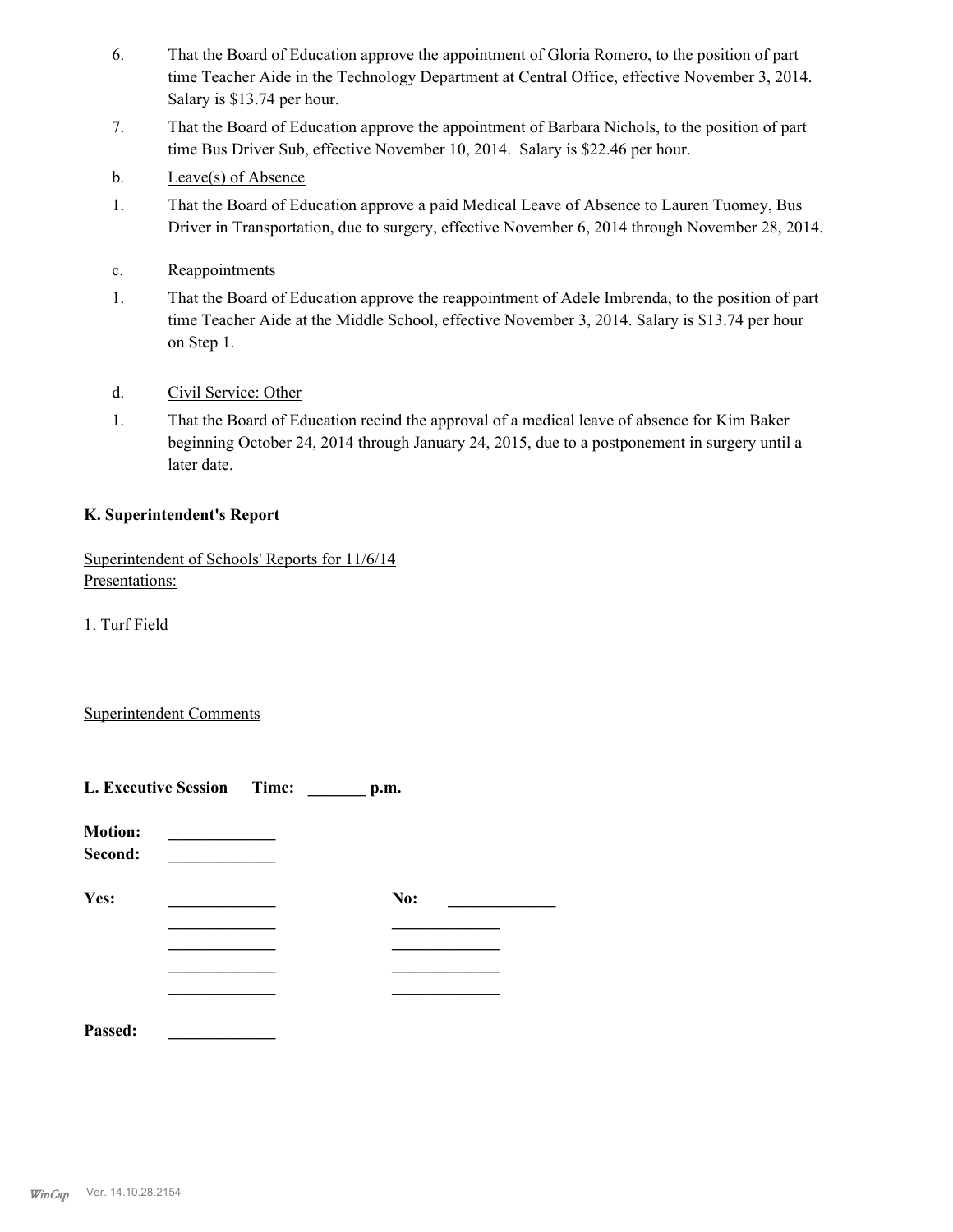6. That the Board of Education approve the appointment of Gloria Romero, to the position of part time Teacher Aide in the Technology Department at Central Office, effective November 3, 2014. Salary is $13.74 per hour.

7. That the Board of Education approve the appointment of Barbara Nichols, to the position of part time Bus Driver Sub, effective November 10, 2014. Salary is $22.46 per hour.

b. Leave(s) of Absence

1. That the Board of Education approve a paid Medical Leave of Absence to Lauren Tuomey, Bus Driver in Transportation, due to surgery, effective November 6, 2014 through November 28, 2014.

c. Reappointments

1. That the Board of Education approve the reappointment of Adele Imbrenda, to the position of part time Teacher Aide at the Middle School, effective November 3, 2014. Salary is $13.74 per hour on Step 1.

d. Civil Service: Other

1. That the Board of Education recind the approval of a medical leave of absence for Kim Baker beginning October 24, 2014 through January 24, 2015, due to a postponement in surgery until a later date.

**K. Superintendent's Report**

Superintendent of Schools' Reports for 11/6/14
Presentations:

1. Turf Field

Superintendent Comments

**L. Executive Session** **Time:** _______ **p.m.**

**Motion:** _____________
**Second:** _____________

**Yes:** _____________ **No:** _____________
_____________ _____________
_____________ _____________
_____________ _____________
_____________ _____________

**Passed:** _____________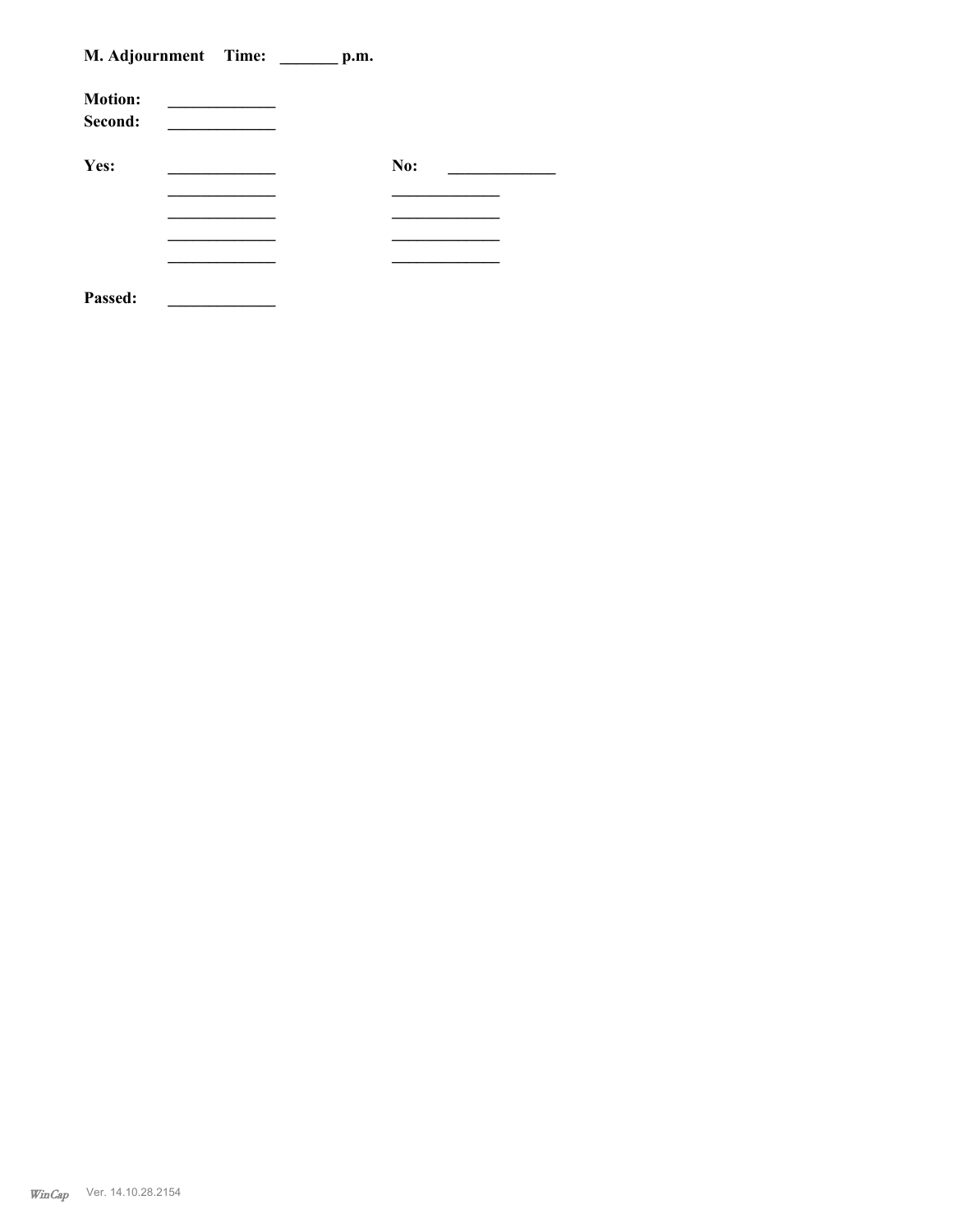**M. Adjournment     Time: _______ p.m.**

**Motion:** _____________
**Second:** _____________

| | | | |
|---|---|---|---|
| **Yes:** | _____________ | **No:** | _____________ |
| | _____________ | | _____________ |
| | _____________ | | _____________ |
| | _____________ | | _____________ |
| | _____________ | | _____________ |

**Passed:** _____________

*WinCap* Ver. 14.10.28.2154